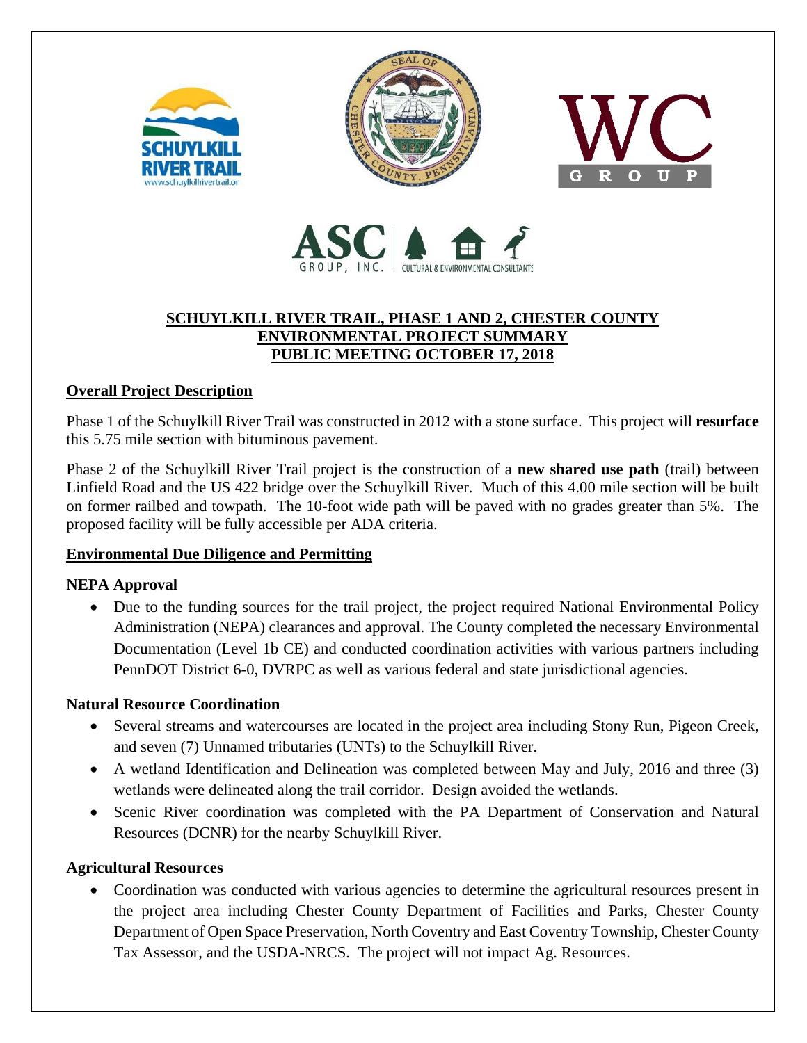# SCHUYLKILL RIVER TRAIL, PHASE 1 AND 2, CHESTER COUNTY
# ENVIRONMENTAL PROJECT SUMMARY
# PUBLIC MEETING OCTOBER 17, 2018

## Overall Project Description

Phase 1 of the Schuylkill River Trail was constructed in 2012 with a stone surface. This project will **resurface** this 5.75 mile section with bituminous pavement.

Phase 2 of the Schuylkill River Trail project is the construction of a **new shared use path** (trail) between Linfield Road and the US 422 bridge over the Schuylkill River. Much of this 4.00 mile section will be built on former railbed and towpath. The 10-foot wide path will be paved with no grades greater than 5%. The proposed facility will be fully accessible per ADA criteria.

## Environmental Due Diligence and Permitting

### NEPA Approval

- Due to the funding sources for the trail project, the project required National Environmental Policy Administration (NEPA) clearances and approval. The County completed the necessary Environmental Documentation (Level 1b CE) and conducted coordination activities with various partners including PennDOT District 6-0, DVRPC as well as various federal and state jurisdictional agencies.

### Natural Resource Coordination

- Several streams and watercourses are located in the project area including Stony Run, Pigeon Creek, and seven (7) Unnamed tributaries (UNTs) to the Schuylkill River.
- A wetland Identification and Delineation was completed between May and July, 2016 and three (3) wetlands were delineated along the trail corridor. Design avoided the wetlands.
- Scenic River coordination was completed with the PA Department of Conservation and Natural Resources (DCNR) for the nearby Schuylkill River.

### Agricultural Resources

- Coordination was conducted with various agencies to determine the agricultural resources present in the project area including Chester County Department of Facilities and Parks, Chester County Department of Open Space Preservation, North Coventry and East Coventry Township, Chester County Tax Assessor, and the USDA-NRCS. The project will not impact Ag. Resources.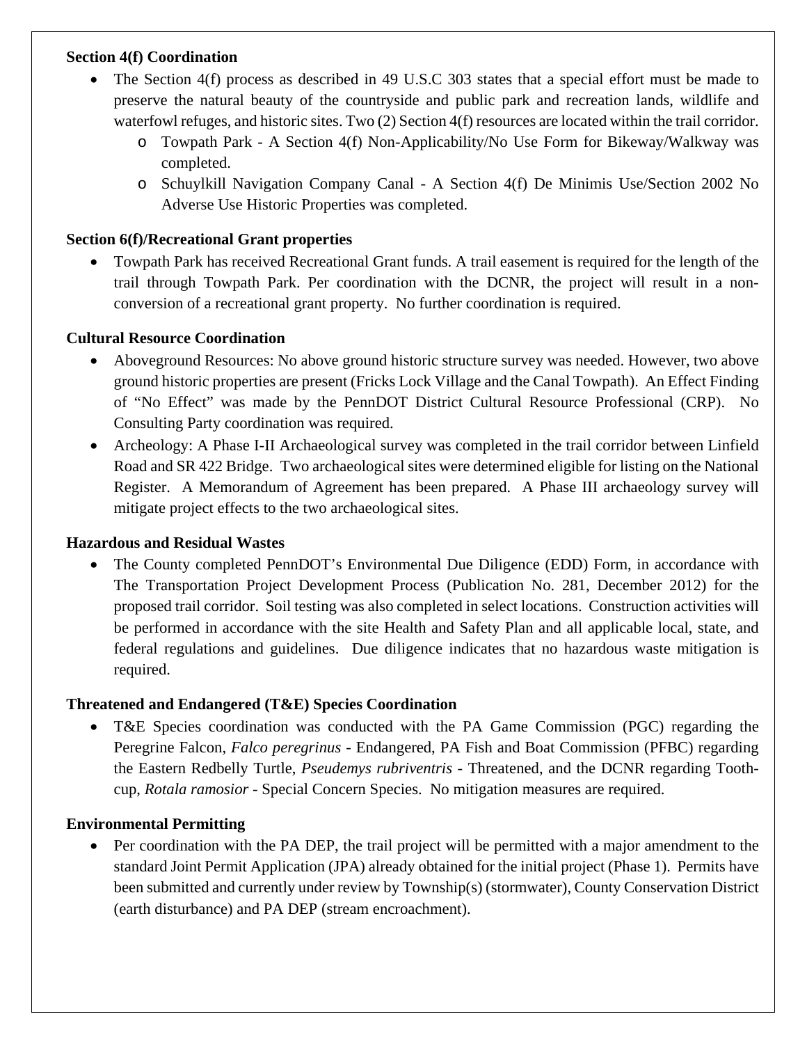**Section 4(f) Coordination**

- The Section 4(f) process as described in 49 U.S.C 303 states that a special effort must be made to preserve the natural beauty of the countryside and public park and recreation lands, wildlife and waterfowl refuges, and historic sites. Two (2) Section 4(f) resources are located within the trail corridor.
  - Towpath Park - A Section 4(f) Non-Applicability/No Use Form for Bikeway/Walkway was completed.
  - Schuylkill Navigation Company Canal - A Section 4(f) De Minimis Use/Section 2002 No Adverse Use Historic Properties was completed.

**Section 6(f)/Recreational Grant properties**

- Towpath Park has received Recreational Grant funds. A trail easement is required for the length of the trail through Towpath Park. Per coordination with the DCNR, the project will result in a non-conversion of a recreational grant property. No further coordination is required.

**Cultural Resource Coordination**

- Aboveground Resources: No above ground historic structure survey was needed. However, two above ground historic properties are present (Fricks Lock Village and the Canal Towpath). An Effect Finding of "No Effect" was made by the PennDOT District Cultural Resource Professional (CRP). No Consulting Party coordination was required.
- Archeology: A Phase I-II Archaeological survey was completed in the trail corridor between Linfield Road and SR 422 Bridge. Two archaeological sites were determined eligible for listing on the National Register. A Memorandum of Agreement has been prepared. A Phase III archaeology survey will mitigate project effects to the two archaeological sites.

**Hazardous and Residual Wastes**

- The County completed PennDOT's Environmental Due Diligence (EDD) Form, in accordance with The Transportation Project Development Process (Publication No. 281, December 2012) for the proposed trail corridor. Soil testing was also completed in select locations. Construction activities will be performed in accordance with the site Health and Safety Plan and all applicable local, state, and federal regulations and guidelines. Due diligence indicates that no hazardous waste mitigation is required.

**Threatened and Endangered (T&E) Species Coordination**

- T&E Species coordination was conducted with the PA Game Commission (PGC) regarding the Peregrine Falcon, *Falco peregrinus* - Endangered, PA Fish and Boat Commission (PFBC) regarding the Eastern Redbelly Turtle, *Pseudemys rubriventris* - Threatened, and the DCNR regarding Tooth-cup, *Rotala ramosior* - Special Concern Species. No mitigation measures are required.

**Environmental Permitting**

- Per coordination with the PA DEP, the trail project will be permitted with a major amendment to the standard Joint Permit Application (JPA) already obtained for the initial project (Phase 1). Permits have been submitted and currently under review by Township(s) (stormwater), County Conservation District (earth disturbance) and PA DEP (stream encroachment).